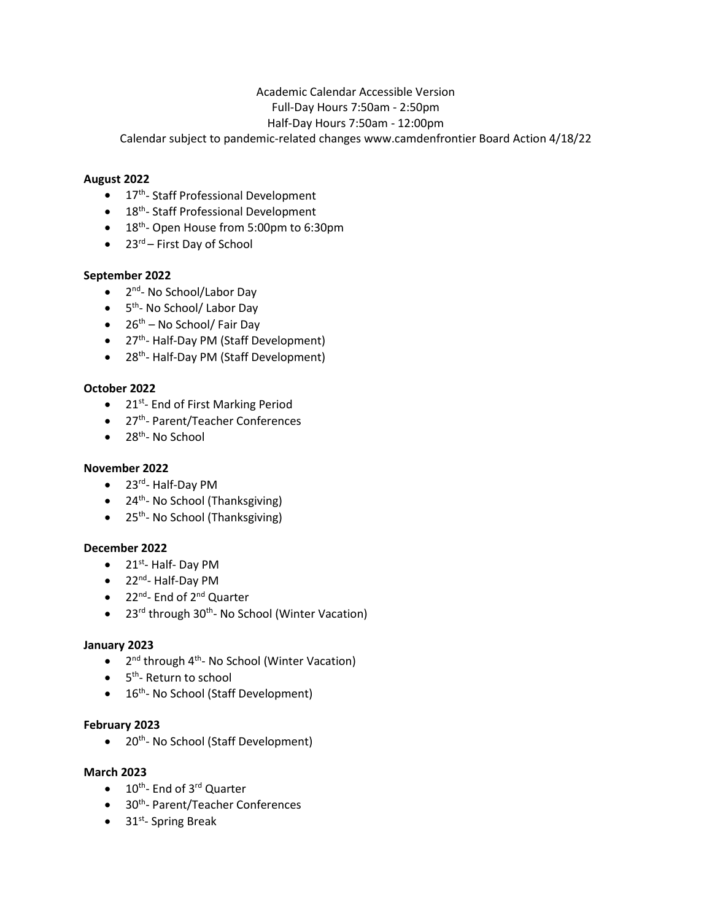Academic Calendar Accessible Version

Full-Day Hours 7:50am - 2:50pm

Half-Day Hours 7:50am - 12:00pm

Calendar subject to pandemic-related changes www.camdenfrontier Board Action 4/18/22

**August 2022**

- 17th- Staff Professional Development
- 18th- Staff Professional Development
- 18th- Open House from 5:00pm to 6:30pm
- 23rd – First Day of School

**September 2022**

- 2nd- No School/Labor Day
- 5th- No School/ Labor Day
- 26th – No School/ Fair Day
- 27th- Half-Day PM (Staff Development)
- 28th- Half-Day PM (Staff Development)

**October 2022**

- 21st- End of First Marking Period
- 27th- Parent/Teacher Conferences
- 28th- No School

**November 2022**

- 23rd- Half-Day PM
- 24th- No School (Thanksgiving)
- 25th- No School (Thanksgiving)

**December 2022**

- 21st- Half- Day PM
- 22nd- Half-Day PM
- 22nd- End of 2nd Quarter
- 23rd through 30th- No School (Winter Vacation)

**January 2023**

- 2nd through 4th- No School (Winter Vacation)
- 5th- Return to school
- 16th- No School (Staff Development)

**February 2023**

- 20th- No School (Staff Development)

**March 2023**

- 10th- End of 3rd Quarter
- 30th- Parent/Teacher Conferences
- 31st- Spring Break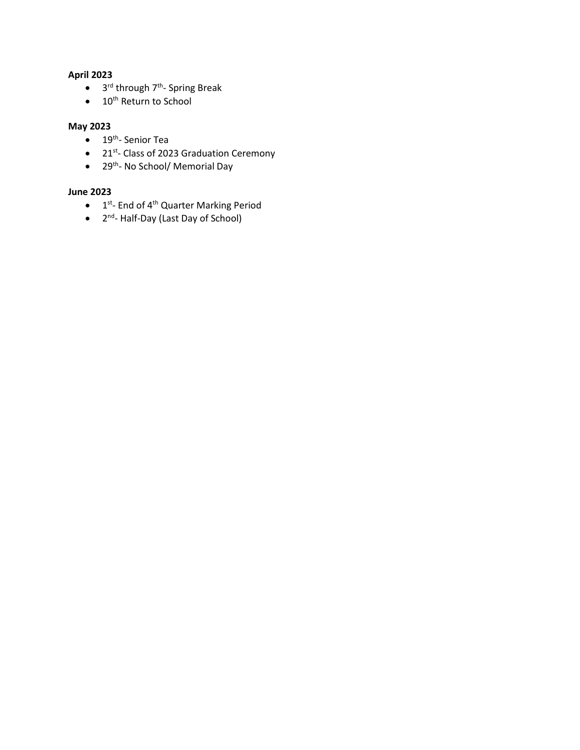**April 2023**

- 3rd through 7th- Spring Break
- 10th Return to School

**May 2023**

- 19th- Senior Tea
- 21st- Class of 2023 Graduation Ceremony
- 29th- No School/ Memorial Day

**June 2023**

- 1st- End of 4th Quarter Marking Period
- 2nd- Half-Day (Last Day of School)